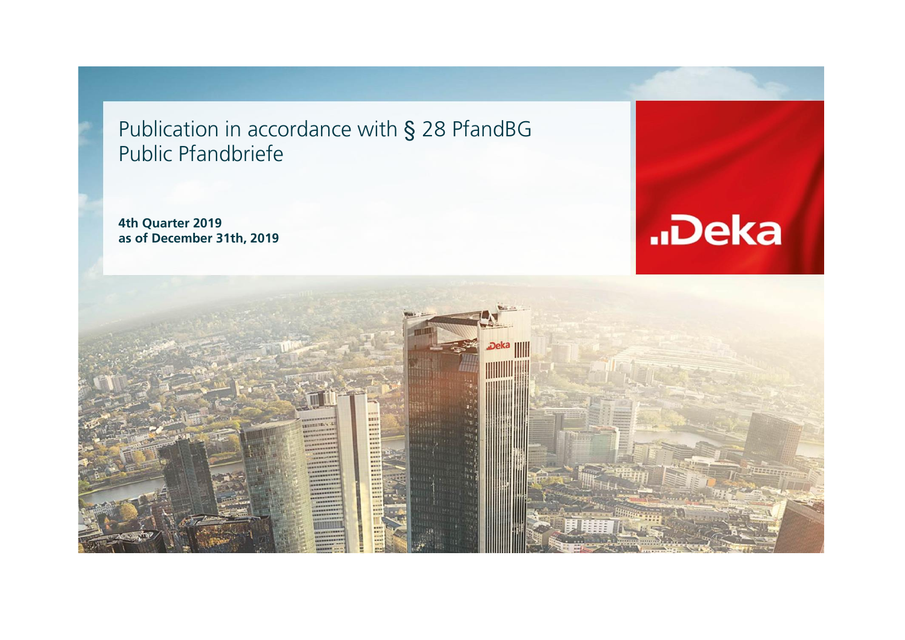# Publication in accordance with § 28 PfandBG
## Public Pfandbriefe

**4th Quarter 2019**
**as of December 31th, 2019**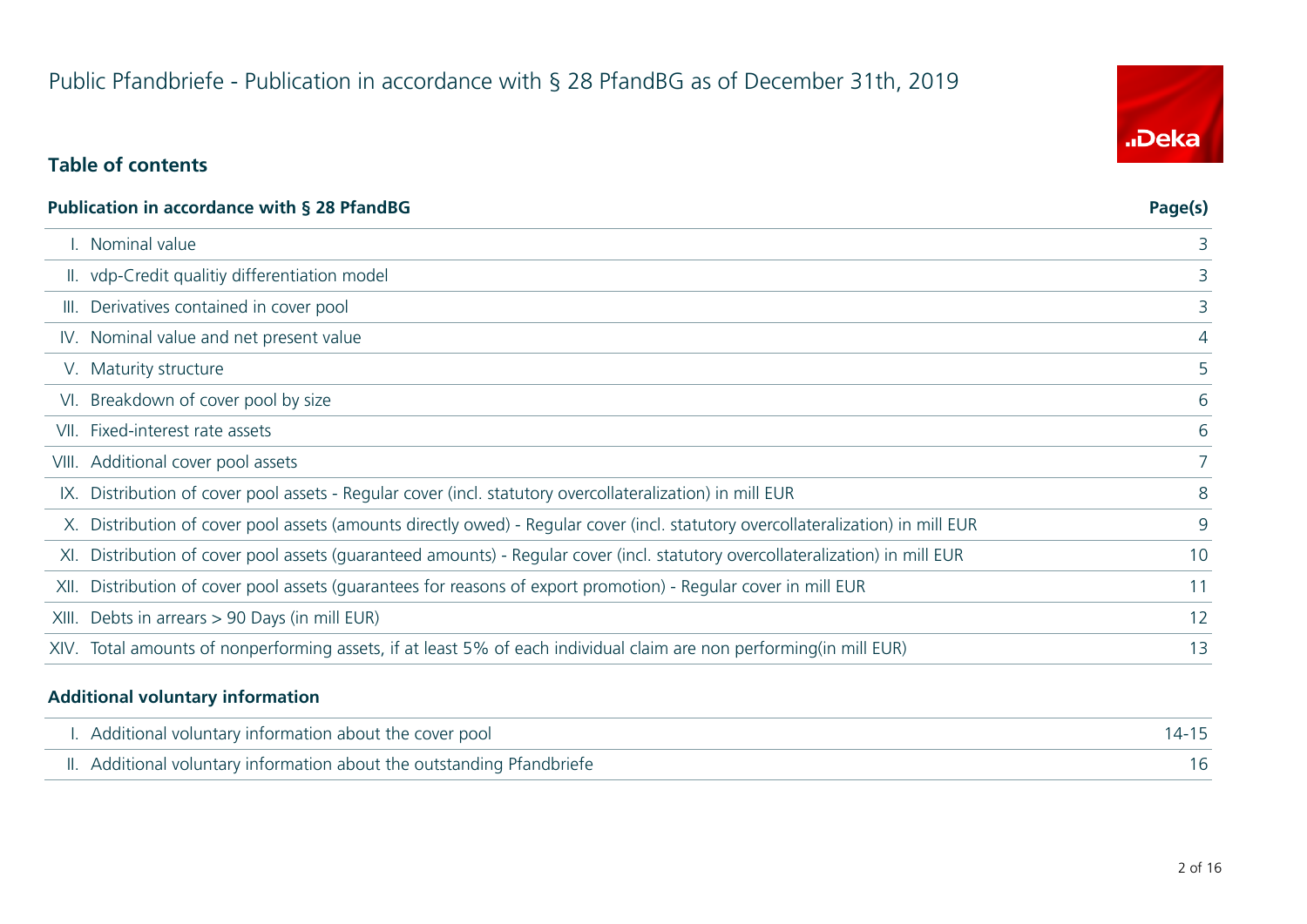# Public Pfandbriefe - Publication in accordance with § 28 PfandBG as of December 31th, 2019

## Table of contents

| Publication in accordance with § 28 PfandBG | Page(s) |
| --- | --- |
| I. Nominal value | 3 |
| II. vdp-Credit qualitiy differentiation model | 3 |
| III. Derivatives contained in cover pool | 3 |
| IV. Nominal value and net present value | 4 |
| V. Maturity structure | 5 |
| VI. Breakdown of cover pool by size | 6 |
| VII. Fixed-interest rate assets | 6 |
| VIII. Additional cover pool assets | 7 |
| IX. Distribution of cover pool assets - Regular cover (incl. statutory overcollateralization) in mill EUR | 8 |
| X. Distribution of cover pool assets (amounts directly owed) - Regular cover (incl. statutory overcollateralization) in mill EUR | 9 |
| XI. Distribution of cover pool assets (guaranteed amounts) - Regular cover (incl. statutory overcollateralization) in mill EUR | 10 |
| XII. Distribution of cover pool assets (guarantees for reasons of export promotion) - Regular cover in mill EUR | 11 |
| XIII. Debts in arrears > 90 Days (in mill EUR) | 12 |
| XIV. Total amounts of nonperforming assets, if at least 5% of each individual claim are non performing(in mill EUR) | 13 |

| Additional voluntary information | |
| --- | --- |
| I. Additional voluntary information about the cover pool | 14-15 |
| II. Additional voluntary information about the outstanding Pfandbriefe | 16 |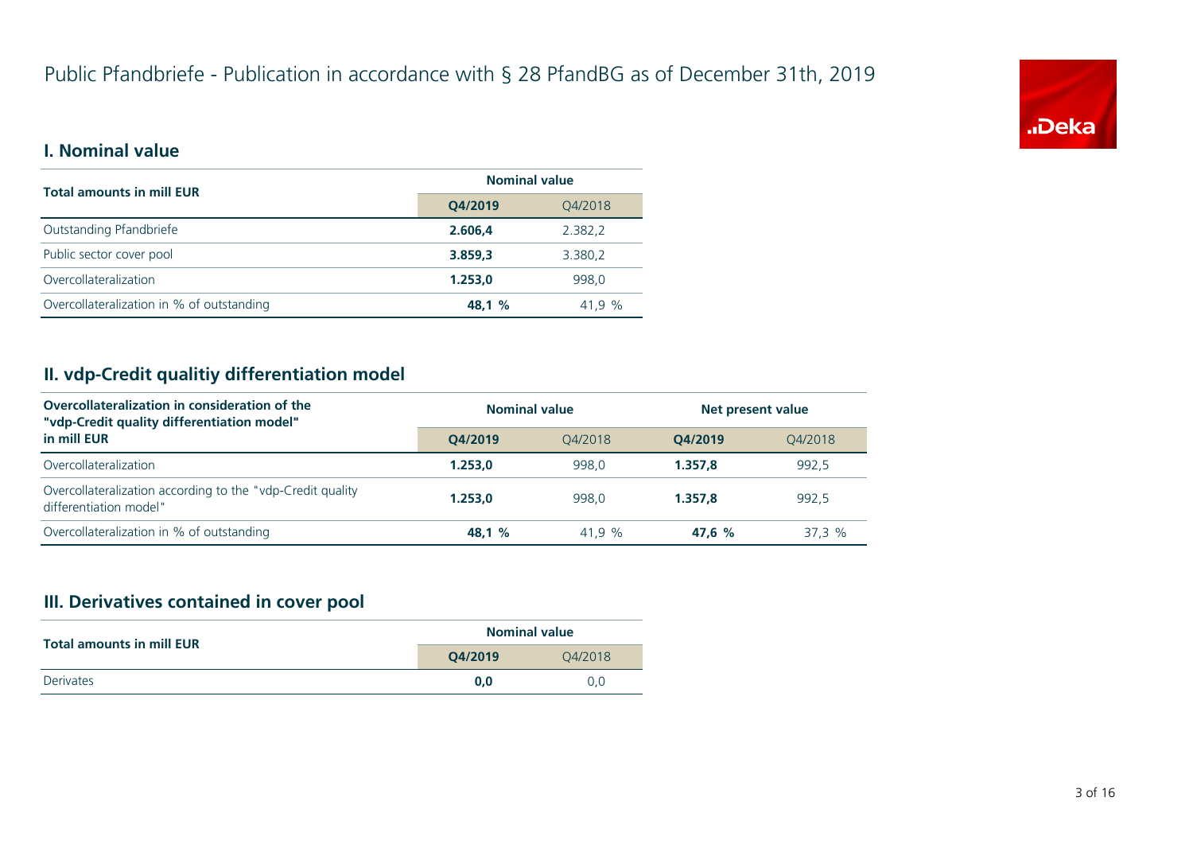# Public Pfandbriefe - Publication in accordance with § 28 PfandBG as of December 31th, 2019

## I. Nominal value

| Total amounts in mill EUR | Nominal value | |
|---|---|---|
| | **Q4/2019** | Q4/2018 |
| Outstanding Pfandbriefe | **2.606,4** | 2.382,2 |
| Public sector cover pool | **3.859,3** | 3.380,2 |
| Overcollateralization | **1.253,0** | 998,0 |
| Overcollateralization in % of outstanding | **48,1 %** | 41,9 % |

## II. vdp-Credit qualitiy differentiation model

| Overcollateralization in consideration of the "vdp-Credit quality differentiation model" in mill EUR | Nominal value | | Net present value | |
|---|---|---|---|---|
| | **Q4/2019** | Q4/2018 | **Q4/2019** | Q4/2018 |
| Overcollateralization | **1.253,0** | 998,0 | **1.357,8** | 992,5 |
| Overcollateralization according to the "vdp-Credit quality differentiation model" | **1.253,0** | 998,0 | **1.357,8** | 992,5 |
| Overcollateralization in % of outstanding | **48,1 %** | 41,9 % | **47,6 %** | 37,3 % |

## III. Derivatives contained in cover pool

| Total amounts in mill EUR | Nominal value | |
|---|---|---|
| | **Q4/2019** | Q4/2018 |
| Derivates | **0,0** | 0,0 |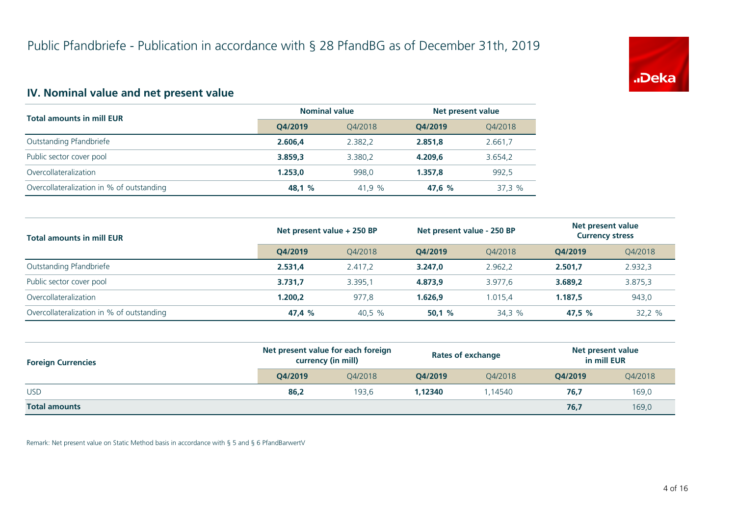# Public Pfandbriefe - Publication in accordance with § 28 PfandBG as of December 31th, 2019

## IV. Nominal value and net present value

| Total amounts in mill EUR | Nominal value | | Net present value | |
|---|---|---|---|---|
| | **Q4/2019** | Q4/2018 | **Q4/2019** | Q4/2018 |
| Outstanding Pfandbriefe | **2.606,4** | 2.382,2 | **2.851,8** | 2.661,7 |
| Public sector cover pool | **3.859,3** | 3.380,2 | **4.209,6** | 3.654,2 |
| Overcollateralization | **1.253,0** | 998,0 | **1.357,8** | 992,5 |
| Overcollateralization in % of outstanding | **48,1 %** | 41,9 % | **47,6 %** | 37,3 % |

| Total amounts in mill EUR | Net present value + 250 BP | | Net present value - 250 BP | | Net present value Currency stress | |
|---|---|---|---|---|---|---|
| | **Q4/2019** | Q4/2018 | **Q4/2019** | Q4/2018 | **Q4/2019** | Q4/2018 |
| Outstanding Pfandbriefe | **2.531,4** | 2.417,2 | **3.247,0** | 2.962,2 | **2.501,7** | 2.932,3 |
| Public sector cover pool | **3.731,7** | 3.395,1 | **4.873,9** | 3.977,6 | **3.689,2** | 3.875,3 |
| Overcollateralization | **1.200,2** | 977,8 | **1.626,9** | 1.015,4 | **1.187,5** | 943,0 |
| Overcollateralization in % of outstanding | **47,4 %** | 40,5 % | **50,1 %** | 34,3 % | **47,5 %** | 32,2 % |

| Foreign Currencies | Net present value for each foreign currency (in mill) | | Rates of exchange | | Net present value in mill EUR | |
|---|---|---|---|---|---|---|
| | **Q4/2019** | Q4/2018 | **Q4/2019** | Q4/2018 | **Q4/2019** | Q4/2018 |
| USD | **86,2** | 193,6 | **1,12340** | 1,14540 | **76,7** | 169,0 |
| **Total amounts** | | | | | **76,7** | 169,0 |

Remark: Net present value on Static Method basis in accordance with § 5 and § 6 PfandBarwertV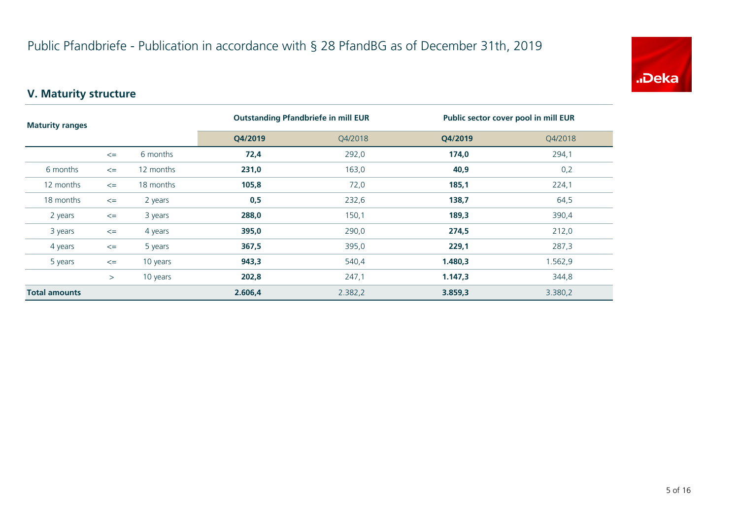# Public Pfandbriefe - Publication in accordance with § 28 PfandBG as of December 31th, 2019

## V. Maturity structure

| Maturity ranges | | | Outstanding Pfandbriefe in mill EUR | | Public sector cover pool in mill EUR | |
|---|---|---|---|---|---|---|
| | | | **Q4/2019** | Q4/2018 | **Q4/2019** | Q4/2018 |
| | <= | 6 months | **72,4** | 292,0 | **174,0** | 294,1 |
| 6 months | <= | 12 months | **231,0** | 163,0 | **40,9** | 0,2 |
| 12 months | <= | 18 months | **105,8** | 72,0 | **185,1** | 224,1 |
| 18 months | <= | 2 years | **0,5** | 232,6 | **138,7** | 64,5 |
| 2 years | <= | 3 years | **288,0** | 150,1 | **189,3** | 390,4 |
| 3 years | <= | 4 years | **395,0** | 290,0 | **274,5** | 212,0 |
| 4 years | <= | 5 years | **367,5** | 395,0 | **229,1** | 287,3 |
| 5 years | <= | 10 years | **943,3** | 540,4 | **1.480,3** | 1.562,9 |
| | > | 10 years | **202,8** | 247,1 | **1.147,3** | 344,8 |
| **Total amounts** | | | **2.606,4** | 2.382,2 | **3.859,3** | 3.380,2 |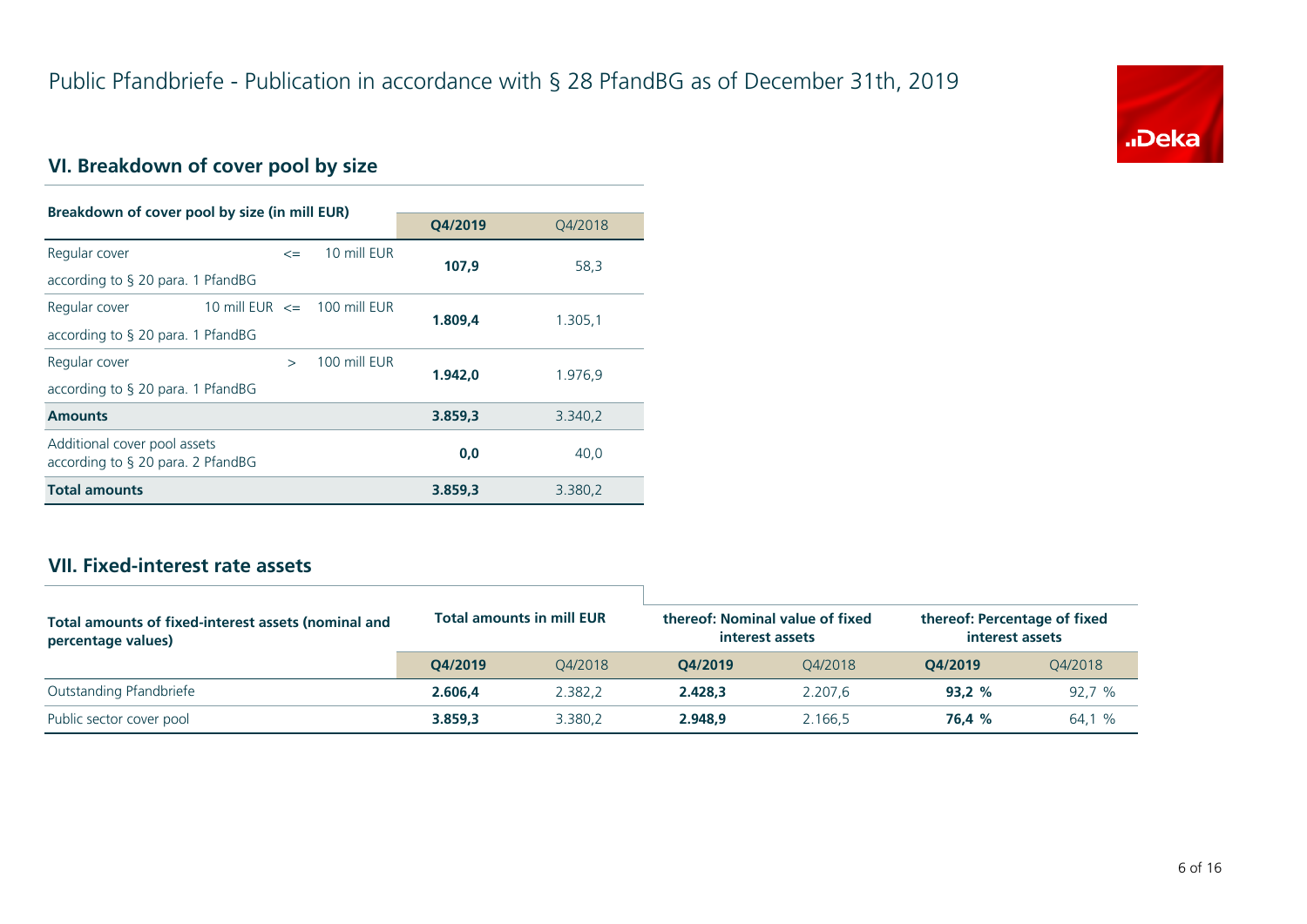# Public Pfandbriefe - Publication in accordance with § 28 PfandBG as of December 31th, 2019

## VI. Breakdown of cover pool by size

| Breakdown of cover pool by size (in mill EUR) | | | | Q4/2019 | Q4/2018 |
|---|---|---|---|---|---|
| Regular cover according to § 20 para. 1 PfandBG | | <= | 10 mill EUR | **107,9** | 58,3 |
| Regular cover according to § 20 para. 1 PfandBG | 10 mill EUR | <= | 100 mill EUR | **1.809,4** | 1.305,1 |
| Regular cover according to § 20 para. 1 PfandBG | | > | 100 mill EUR | **1.942,0** | 1.976,9 |
| **Amounts** | | | | **3.859,3** | 3.340,2 |
| Additional cover pool assets according to § 20 para. 2 PfandBG | | | | **0,0** | 40,0 |
| **Total amounts** | | | | **3.859,3** | 3.380,2 |

## VII. Fixed-interest rate assets

| Total amounts of fixed-interest assets (nominal and percentage values) | Total amounts in mill EUR | | thereof: Nominal value of fixed interest assets | | thereof: Percentage of fixed interest assets | |
|---|---|---|---|---|---|---|
| | Q4/2019 | Q4/2018 | Q4/2019 | Q4/2018 | Q4/2019 | Q4/2018 |
| Outstanding Pfandbriefe | **2.606,4** | 2.382,2 | **2.428,3** | 2.207,6 | **93,2 %** | 92,7 % |
| Public sector cover pool | **3.859,3** | 3.380,2 | **2.948,9** | 2.166,5 | **76,4 %** | 64,1 % |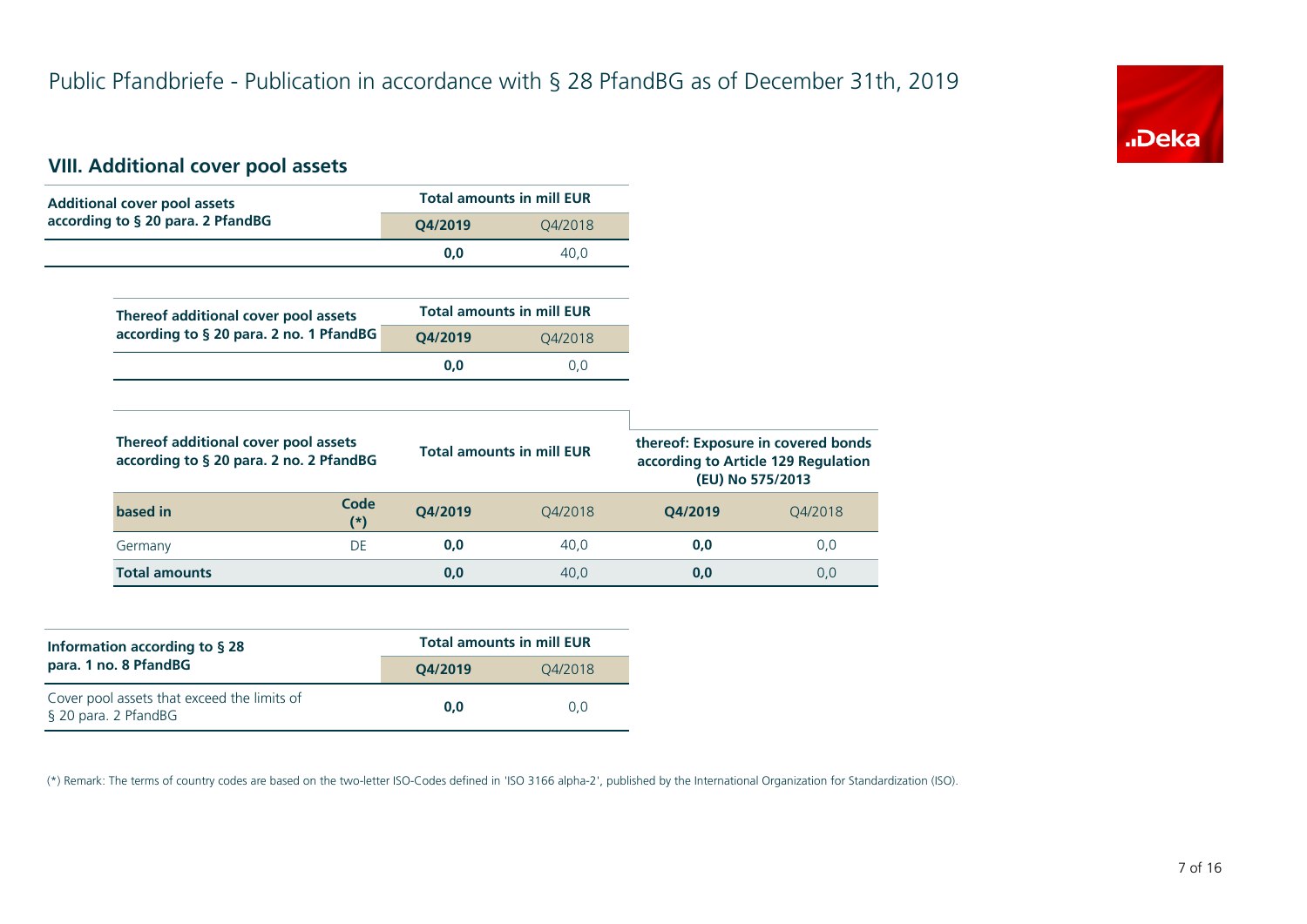# Public Pfandbriefe - Publication in accordance with § 28 PfandBG as of December 31th, 2019

## VIII. Additional cover pool assets

| Additional cover pool assets according to § 20 para. 2 PfandBG | Total amounts in mill EUR | |
|---|---|---|
| | **Q4/2019** | Q4/2018 |
| | **0,0** | 40,0 |

| Thereof additional cover pool assets according to § 20 para. 2 no. 1 PfandBG | Total amounts in mill EUR | |
|---|---|---|
| | **Q4/2019** | Q4/2018 |
| | **0,0** | 0,0 |

| Thereof additional cover pool assets according to § 20 para. 2 no. 2 PfandBG | | Total amounts in mill EUR | | thereof: Exposure in covered bonds according to Article 129 Regulation (EU) No 575/2013 | |
|---|---|---|---|---|---|
| **based in** | **Code (*)** | **Q4/2019** | Q4/2018 | **Q4/2019** | Q4/2018 |
| Germany | DE | **0,0** | 40,0 | **0,0** | 0,0 |
| **Total amounts** | | **0,0** | 40,0 | **0,0** | 0,0 |

| Information according to § 28 para. 1 no. 8 PfandBG | Total amounts in mill EUR | |
|---|---|---|
| | **Q4/2019** | Q4/2018 |
| Cover pool assets that exceed the limits of § 20 para. 2 PfandBG | **0,0** | 0,0 |

(*) Remark: The terms of country codes are based on the two-letter ISO-Codes defined in 'ISO 3166 alpha-2', published by the International Organization for Standardization (ISO).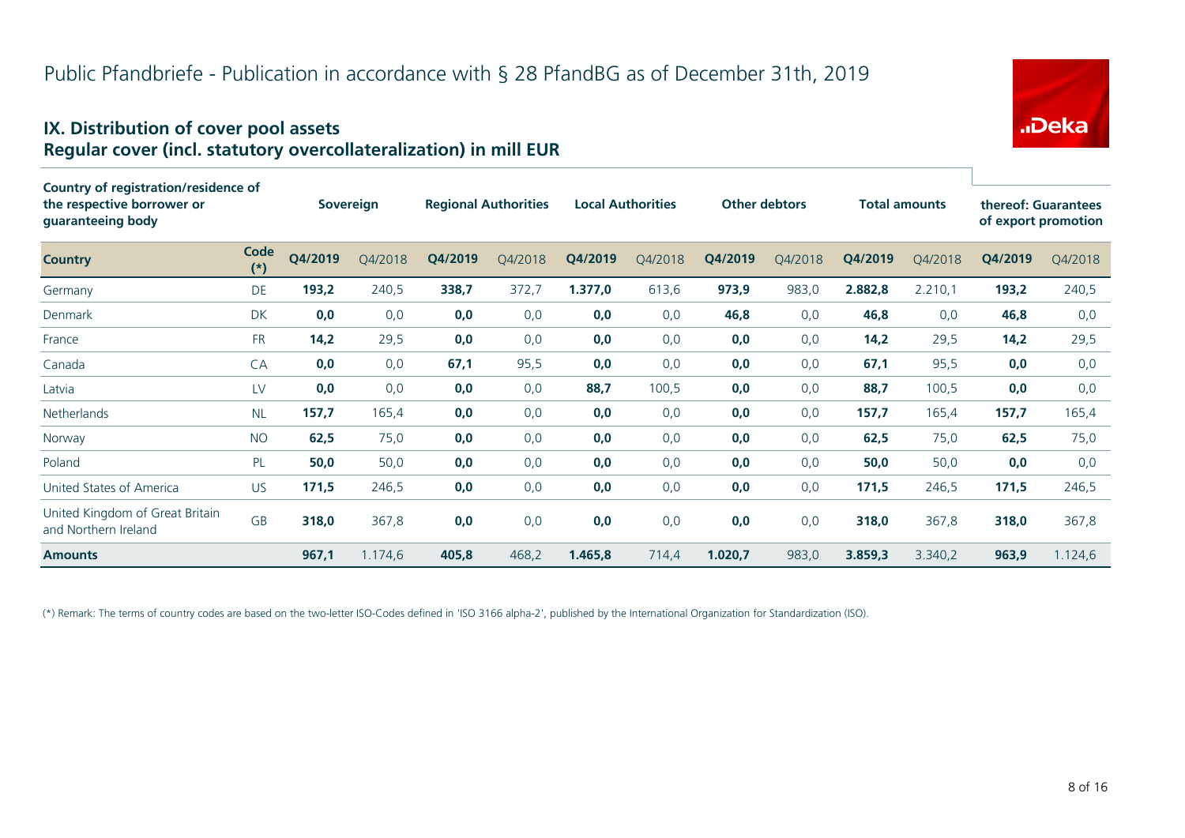# Public Pfandbriefe - Publication in accordance with § 28 PfandBG as of December 31th, 2019

## IX. Distribution of cover pool assets
## Regular cover (incl. statutory overcollateralization) in mill EUR

| Country of registration/residence of the respective borrower or guaranteeing body | | Sovereign | | Regional Authorities | | Local Authorities | | Other debtors | | Total amounts | | thereof: Guarantees of export promotion | |
|---|---|---|---|---|---|---|---|---|---|---|---|---|---|
| **Country** | **Code (*)** | **Q4/2019** | Q4/2018 | **Q4/2019** | Q4/2018 | **Q4/2019** | Q4/2018 | **Q4/2019** | Q4/2018 | **Q4/2019** | Q4/2018 | **Q4/2019** | Q4/2018 |
| Germany | DE | **193,2** | 240,5 | **338,7** | 372,7 | **1.377,0** | 613,6 | **973,9** | 983,0 | **2.882,8** | 2.210,1 | **193,2** | 240,5 |
| Denmark | DK | **0,0** | 0,0 | **0,0** | 0,0 | **0,0** | 0,0 | **46,8** | 0,0 | **46,8** | 0,0 | **46,8** | 0,0 |
| France | FR | **14,2** | 29,5 | **0,0** | 0,0 | **0,0** | 0,0 | **0,0** | 0,0 | **14,2** | 29,5 | **14,2** | 29,5 |
| Canada | CA | **0,0** | 0,0 | **67,1** | 95,5 | **0,0** | 0,0 | **0,0** | 0,0 | **67,1** | 95,5 | **0,0** | 0,0 |
| Latvia | LV | **0,0** | 0,0 | **0,0** | 0,0 | **88,7** | 100,5 | **0,0** | 0,0 | **88,7** | 100,5 | **0,0** | 0,0 |
| Netherlands | NL | **157,7** | 165,4 | **0,0** | 0,0 | **0,0** | 0,0 | **0,0** | 0,0 | **157,7** | 165,4 | **157,7** | 165,4 |
| Norway | NO | **62,5** | 75,0 | **0,0** | 0,0 | **0,0** | 0,0 | **0,0** | 0,0 | **62,5** | 75,0 | **62,5** | 75,0 |
| Poland | PL | **50,0** | 50,0 | **0,0** | 0,0 | **0,0** | 0,0 | **0,0** | 0,0 | **50,0** | 50,0 | **0,0** | 0,0 |
| United States of America | US | **171,5** | 246,5 | **0,0** | 0,0 | **0,0** | 0,0 | **0,0** | 0,0 | **171,5** | 246,5 | **171,5** | 246,5 |
| United Kingdom of Great Britain and Northern Ireland | GB | **318,0** | 367,8 | **0,0** | 0,0 | **0,0** | 0,0 | **0,0** | 0,0 | **318,0** | 367,8 | **318,0** | 367,8 |
| **Amounts** | | **967,1** | 1.174,6 | **405,8** | 468,2 | **1.465,8** | 714,4 | **1.020,7** | 983,0 | **3.859,3** | 3.340,2 | **963,9** | 1.124,6 |

(*) Remark: The terms of country codes are based on the two-letter ISO-Codes defined in 'ISO 3166 alpha-2', published by the International Organization for Standardization (ISO).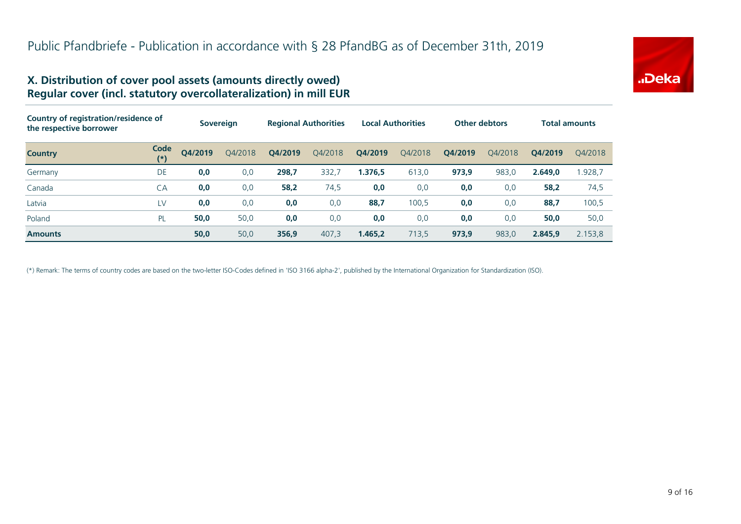# Public Pfandbriefe - Publication in accordance with § 28 PfandBG as of December 31th, 2019

## X. Distribution of cover pool assets (amounts directly owed) Regular cover (incl. statutory overcollateralization) in mill EUR

| Country of registration/residence of the respective borrower | | Sovereign | | Regional Authorities | | Local Authorities | | Other debtors | | Total amounts | |
|---|---|---|---|---|---|---|---|---|---|---|---|
| **Country** | **Code (*)** | **Q4/2019** | Q4/2018 | **Q4/2019** | Q4/2018 | **Q4/2019** | Q4/2018 | **Q4/2019** | Q4/2018 | **Q4/2019** | Q4/2018 |
| Germany | DE | **0,0** | 0,0 | **298,7** | 332,7 | **1.376,5** | 613,0 | **973,9** | 983,0 | **2.649,0** | 1.928,7 |
| Canada | CA | **0,0** | 0,0 | **58,2** | 74,5 | **0,0** | 0,0 | **0,0** | 0,0 | **58,2** | 74,5 |
| Latvia | LV | **0,0** | 0,0 | **0,0** | 0,0 | **88,7** | 100,5 | **0,0** | 0,0 | **88,7** | 100,5 |
| Poland | PL | **50,0** | 50,0 | **0,0** | 0,0 | **0,0** | 0,0 | **0,0** | 0,0 | **50,0** | 50,0 |
| **Amounts** | | **50,0** | 50,0 | **356,9** | 407,3 | **1.465,2** | 713,5 | **973,9** | 983,0 | **2.845,9** | 2.153,8 |

(*) Remark: The terms of country codes are based on the two-letter ISO-Codes defined in 'ISO 3166 alpha-2', published by the International Organization for Standardization (ISO).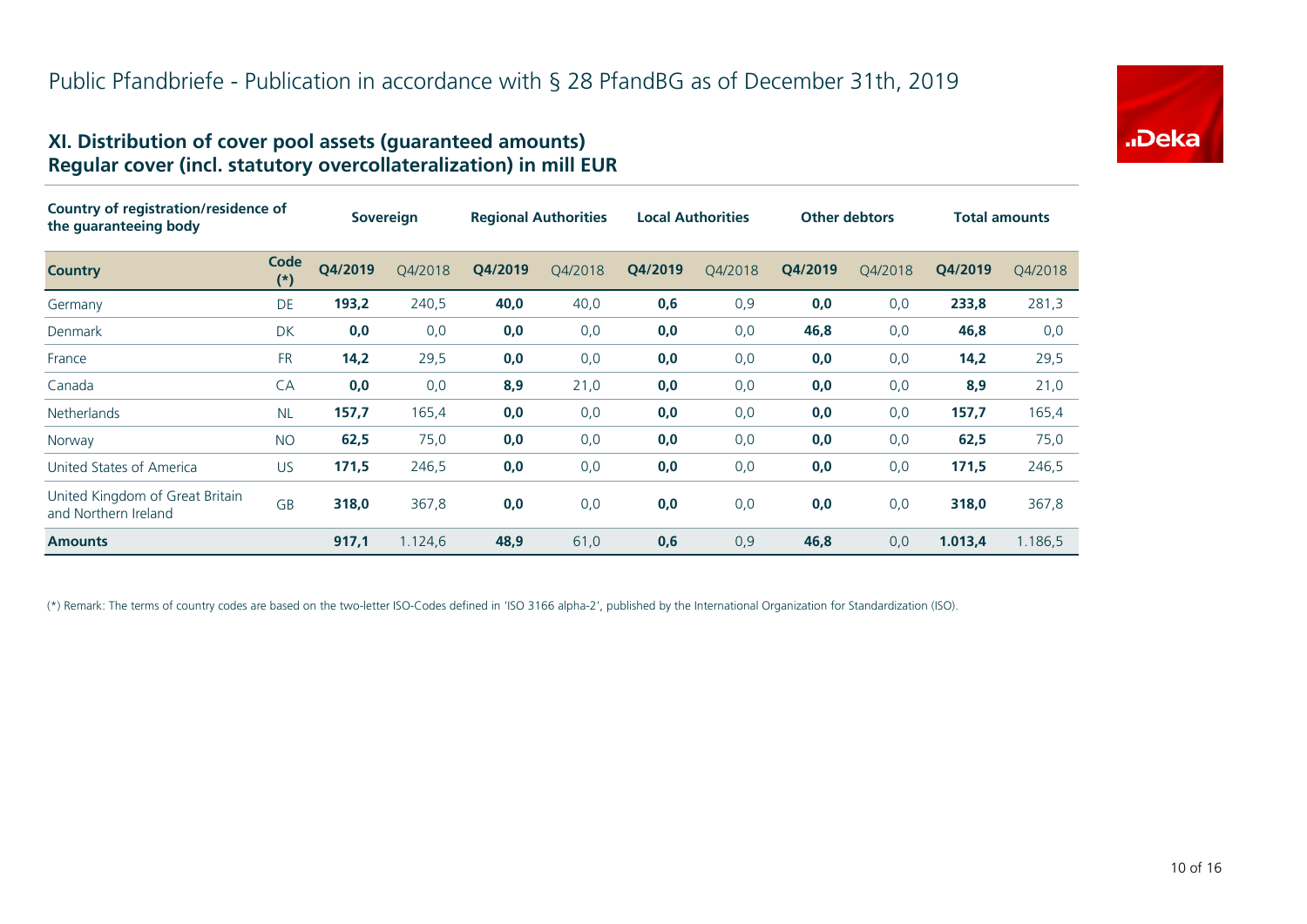# Public Pfandbriefe - Publication in accordance with § 28 PfandBG as of December 31th, 2019

## XI. Distribution of cover pool assets (guaranteed amounts)
## Regular cover (incl. statutory overcollateralization) in mill EUR

| Country of registration/residence of the guaranteeing body | | Sovereign | | Regional Authorities | | Local Authorities | | Other debtors | | Total amounts | |
|---|---|---|---|---|---|---|---|---|---|---|---|
| **Country** | **Code (*)** | **Q4/2019** | Q4/2018 | **Q4/2019** | Q4/2018 | **Q4/2019** | Q4/2018 | **Q4/2019** | Q4/2018 | **Q4/2019** | Q4/2018 |
| Germany | DE | **193,2** | 240,5 | **40,0** | 40,0 | **0,6** | 0,9 | **0,0** | 0,0 | **233,8** | 281,3 |
| Denmark | DK | **0,0** | 0,0 | **0,0** | 0,0 | **0,0** | 0,0 | **46,8** | 0,0 | **46,8** | 0,0 |
| France | FR | **14,2** | 29,5 | **0,0** | 0,0 | **0,0** | 0,0 | **0,0** | 0,0 | **14,2** | 29,5 |
| Canada | CA | **0,0** | 0,0 | **8,9** | 21,0 | **0,0** | 0,0 | **0,0** | 0,0 | **8,9** | 21,0 |
| Netherlands | NL | **157,7** | 165,4 | **0,0** | 0,0 | **0,0** | 0,0 | **0,0** | 0,0 | **157,7** | 165,4 |
| Norway | NO | **62,5** | 75,0 | **0,0** | 0,0 | **0,0** | 0,0 | **0,0** | 0,0 | **62,5** | 75,0 |
| United States of America | US | **171,5** | 246,5 | **0,0** | 0,0 | **0,0** | 0,0 | **0,0** | 0,0 | **171,5** | 246,5 |
| United Kingdom of Great Britain and Northern Ireland | GB | **318,0** | 367,8 | **0,0** | 0,0 | **0,0** | 0,0 | **0,0** | 0,0 | **318,0** | 367,8 |
| **Amounts** | | **917,1** | 1.124,6 | **48,9** | 61,0 | **0,6** | 0,9 | **46,8** | 0,0 | **1.013,4** | 1.186,5 |

(*) Remark: The terms of country codes are based on the two-letter ISO-Codes defined in 'ISO 3166 alpha-2', published by the International Organization for Standardization (ISO).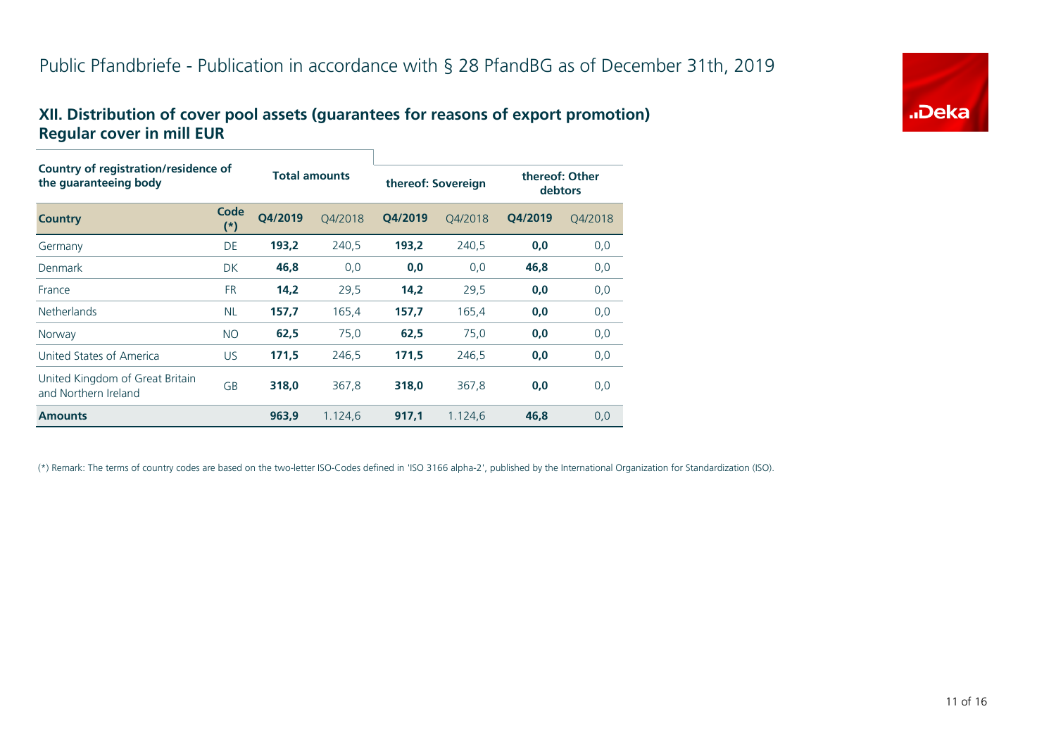# Public Pfandbriefe - Publication in accordance with § 28 PfandBG as of December 31th, 2019

## XII. Distribution of cover pool assets (guarantees for reasons of export promotion)
## Regular cover in mill EUR

| Country of registration/residence of the guaranteeing body | | Total amounts | | thereof: Sovereign | | thereof: Other debtors | |
|---|---|---|---|---|---|---|---|
| **Country** | **Code (*)** | **Q4/2019** | Q4/2018 | **Q4/2019** | Q4/2018 | **Q4/2019** | Q4/2018 |
| Germany | DE | **193,2** | 240,5 | **193,2** | 240,5 | **0,0** | 0,0 |
| Denmark | DK | **46,8** | 0,0 | **0,0** | 0,0 | **46,8** | 0,0 |
| France | FR | **14,2** | 29,5 | **14,2** | 29,5 | **0,0** | 0,0 |
| Netherlands | NL | **157,7** | 165,4 | **157,7** | 165,4 | **0,0** | 0,0 |
| Norway | NO | **62,5** | 75,0 | **62,5** | 75,0 | **0,0** | 0,0 |
| United States of America | US | **171,5** | 246,5 | **171,5** | 246,5 | **0,0** | 0,0 |
| United Kingdom of Great Britain and Northern Ireland | GB | **318,0** | 367,8 | **318,0** | 367,8 | **0,0** | 0,0 |
| **Amounts** | | **963,9** | 1.124,6 | **917,1** | 1.124,6 | **46,8** | 0,0 |

(*) Remark: The terms of country codes are based on the two-letter ISO-Codes defined in 'ISO 3166 alpha-2', published by the International Organization for Standardization (ISO).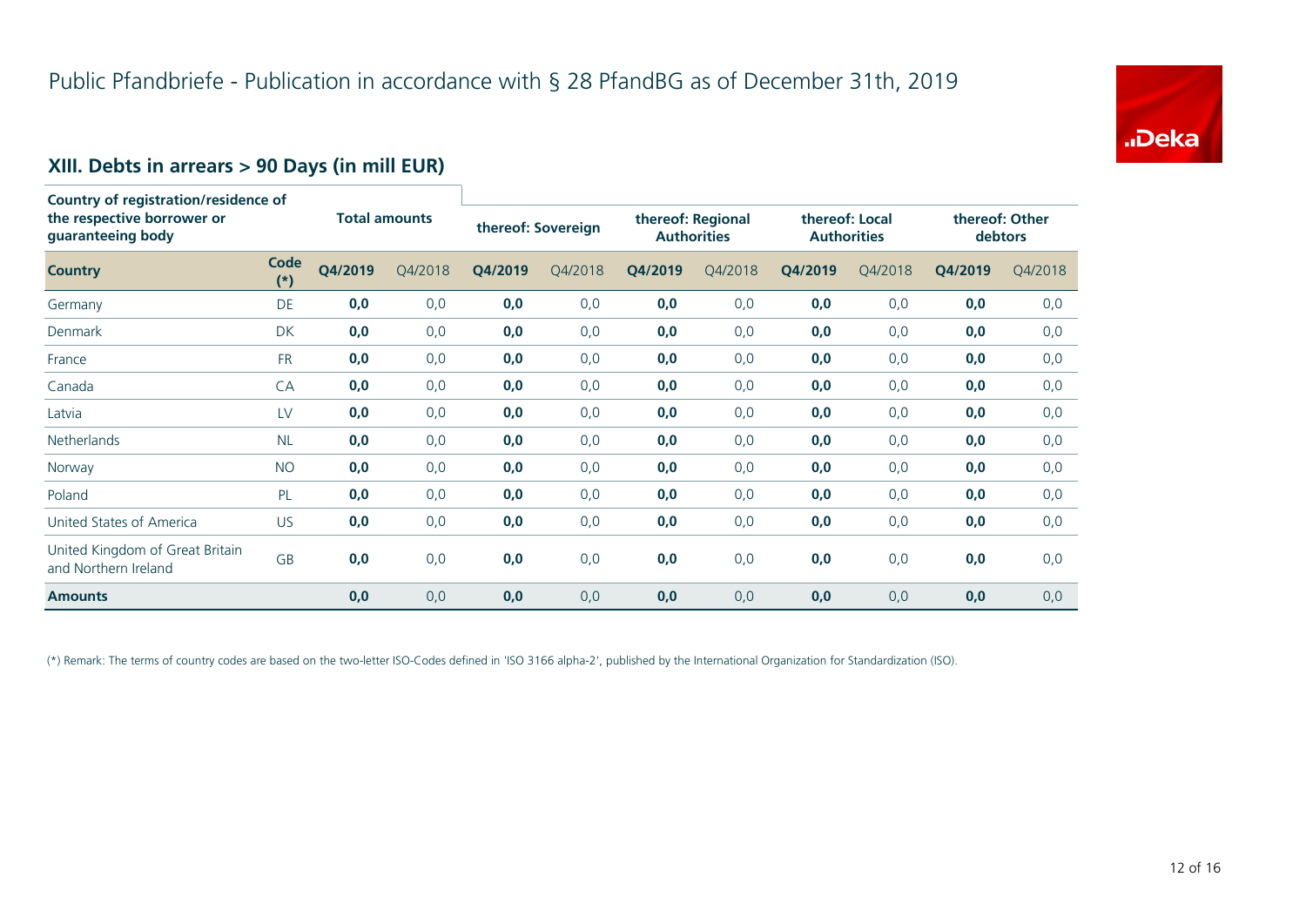# Public Pfandbriefe - Publication in accordance with § 28 PfandBG as of December 31th, 2019

## XIII. Debts in arrears > 90 Days (in mill EUR)

| Country of registration/residence of the respective borrower or guaranteeing body | | Total amounts | | thereof: Sovereign | | thereof: Regional Authorities | | thereof: Local Authorities | | thereof: Other debtors | |
|---|---|---|---|---|---|---|---|---|---|---|---|
| **Country** | **Code (*)** | **Q4/2019** | Q4/2018 | **Q4/2019** | Q4/2018 | **Q4/2019** | Q4/2018 | **Q4/2019** | Q4/2018 | **Q4/2019** | Q4/2018 |
| Germany | DE | **0,0** | 0,0 | **0,0** | 0,0 | **0,0** | 0,0 | **0,0** | 0,0 | **0,0** | 0,0 |
| Denmark | DK | **0,0** | 0,0 | **0,0** | 0,0 | **0,0** | 0,0 | **0,0** | 0,0 | **0,0** | 0,0 |
| France | FR | **0,0** | 0,0 | **0,0** | 0,0 | **0,0** | 0,0 | **0,0** | 0,0 | **0,0** | 0,0 |
| Canada | CA | **0,0** | 0,0 | **0,0** | 0,0 | **0,0** | 0,0 | **0,0** | 0,0 | **0,0** | 0,0 |
| Latvia | LV | **0,0** | 0,0 | **0,0** | 0,0 | **0,0** | 0,0 | **0,0** | 0,0 | **0,0** | 0,0 |
| Netherlands | NL | **0,0** | 0,0 | **0,0** | 0,0 | **0,0** | 0,0 | **0,0** | 0,0 | **0,0** | 0,0 |
| Norway | NO | **0,0** | 0,0 | **0,0** | 0,0 | **0,0** | 0,0 | **0,0** | 0,0 | **0,0** | 0,0 |
| Poland | PL | **0,0** | 0,0 | **0,0** | 0,0 | **0,0** | 0,0 | **0,0** | 0,0 | **0,0** | 0,0 |
| United States of America | US | **0,0** | 0,0 | **0,0** | 0,0 | **0,0** | 0,0 | **0,0** | 0,0 | **0,0** | 0,0 |
| United Kingdom of Great Britain and Northern Ireland | GB | **0,0** | 0,0 | **0,0** | 0,0 | **0,0** | 0,0 | **0,0** | 0,0 | **0,0** | 0,0 |
| **Amounts** | | **0,0** | 0,0 | **0,0** | 0,0 | **0,0** | 0,0 | **0,0** | 0,0 | **0,0** | 0,0 |

(*) Remark: The terms of country codes are based on the two-letter ISO-Codes defined in 'ISO 3166 alpha-2', published by the International Organization for Standardization (ISO).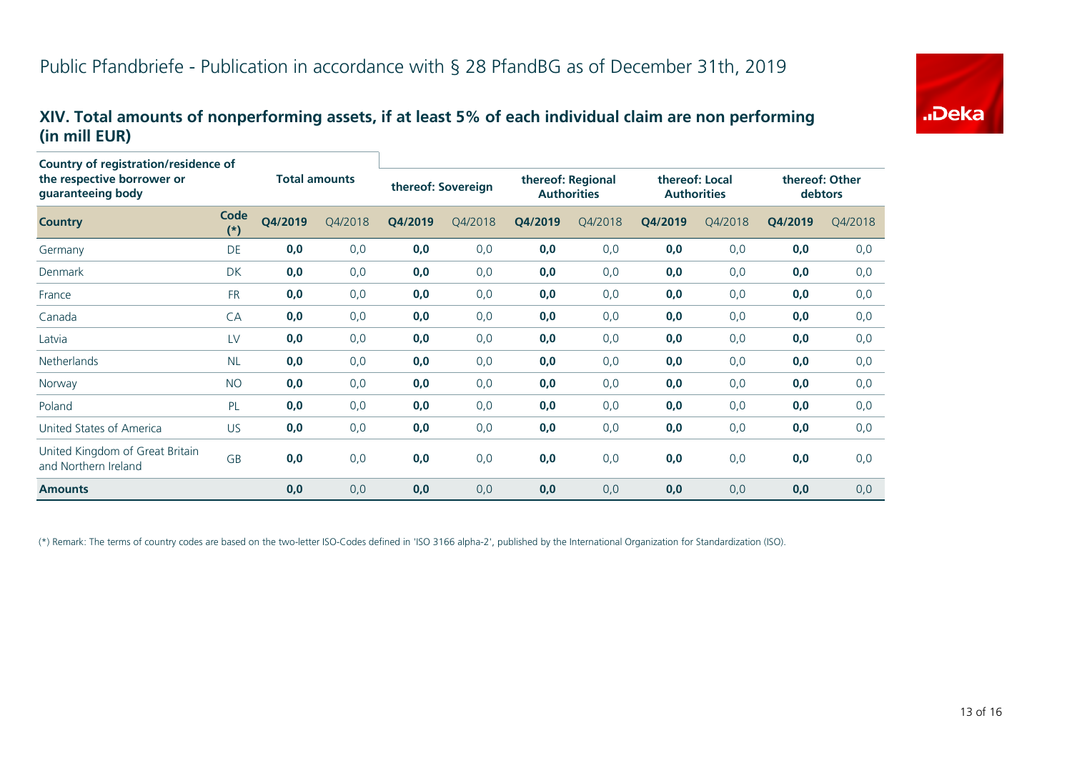# Public Pfandbriefe - Publication in accordance with § 28 PfandBG as of December 31th, 2019

## XIV. Total amounts of nonperforming assets, if at least 5% of each individual claim are non performing (in mill EUR)

| Country of registration/residence of the respective borrower or guaranteeing body | | Total amounts | | thereof: Sovereign | | thereof: Regional Authorities | | thereof: Local Authorities | | thereof: Other debtors | |
|---|---|---|---|---|---|---|---|---|---|---|---|
| **Country** | **Code (*)** | **Q4/2019** | Q4/2018 | **Q4/2019** | Q4/2018 | **Q4/2019** | Q4/2018 | **Q4/2019** | Q4/2018 | **Q4/2019** | Q4/2018 |
| Germany | DE | **0,0** | 0,0 | **0,0** | 0,0 | **0,0** | 0,0 | **0,0** | 0,0 | **0,0** | 0,0 |
| Denmark | DK | **0,0** | 0,0 | **0,0** | 0,0 | **0,0** | 0,0 | **0,0** | 0,0 | **0,0** | 0,0 |
| France | FR | **0,0** | 0,0 | **0,0** | 0,0 | **0,0** | 0,0 | **0,0** | 0,0 | **0,0** | 0,0 |
| Canada | CA | **0,0** | 0,0 | **0,0** | 0,0 | **0,0** | 0,0 | **0,0** | 0,0 | **0,0** | 0,0 |
| Latvia | LV | **0,0** | 0,0 | **0,0** | 0,0 | **0,0** | 0,0 | **0,0** | 0,0 | **0,0** | 0,0 |
| Netherlands | NL | **0,0** | 0,0 | **0,0** | 0,0 | **0,0** | 0,0 | **0,0** | 0,0 | **0,0** | 0,0 |
| Norway | NO | **0,0** | 0,0 | **0,0** | 0,0 | **0,0** | 0,0 | **0,0** | 0,0 | **0,0** | 0,0 |
| Poland | PL | **0,0** | 0,0 | **0,0** | 0,0 | **0,0** | 0,0 | **0,0** | 0,0 | **0,0** | 0,0 |
| United States of America | US | **0,0** | 0,0 | **0,0** | 0,0 | **0,0** | 0,0 | **0,0** | 0,0 | **0,0** | 0,0 |
| United Kingdom of Great Britain and Northern Ireland | GB | **0,0** | 0,0 | **0,0** | 0,0 | **0,0** | 0,0 | **0,0** | 0,0 | **0,0** | 0,0 |
| **Amounts** | | **0,0** | 0,0 | **0,0** | 0,0 | **0,0** | 0,0 | **0,0** | 0,0 | **0,0** | 0,0 |

(*) Remark: The terms of country codes are based on the two-letter ISO-Codes defined in 'ISO 3166 alpha-2', published by the International Organization for Standardization (ISO).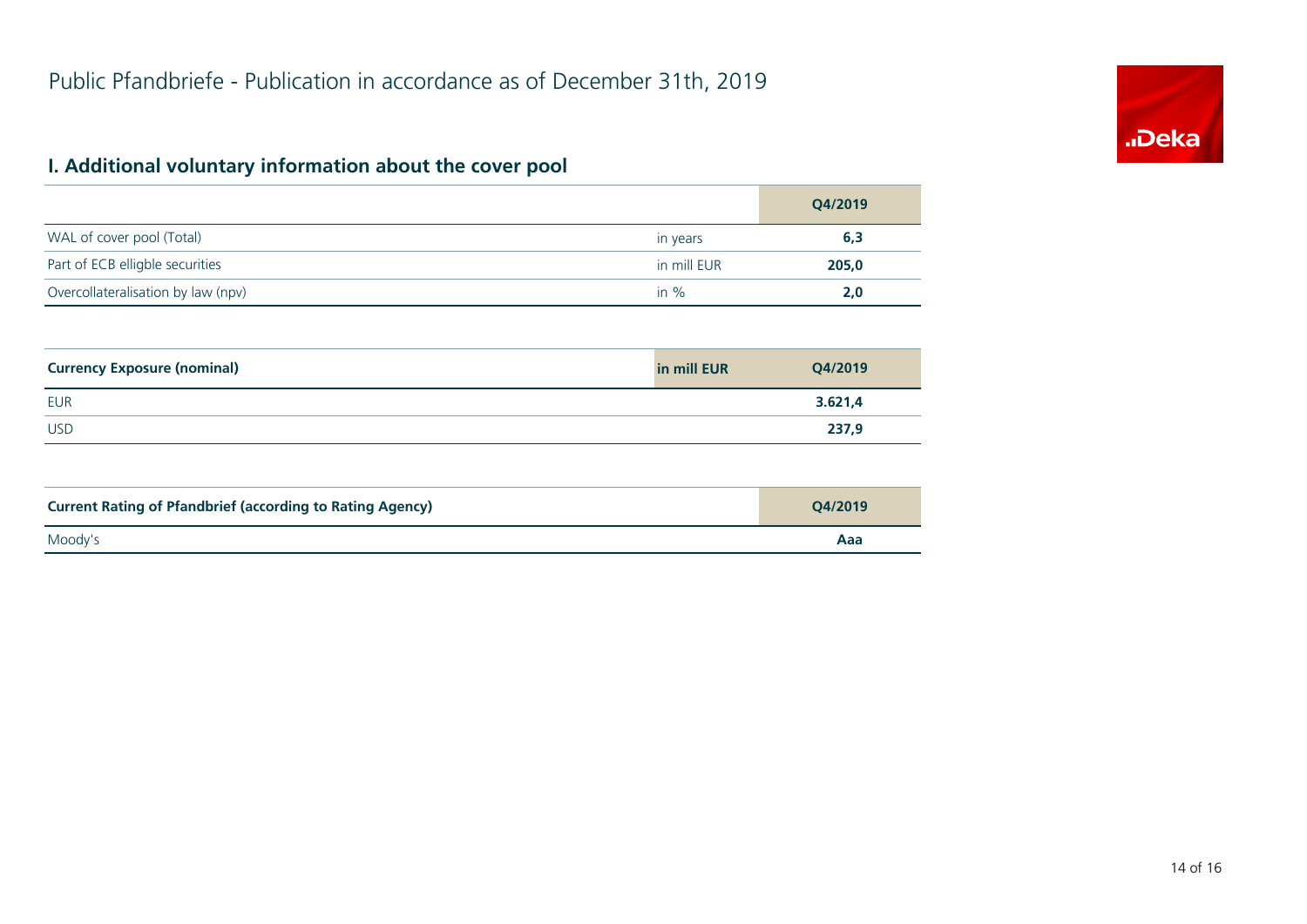# Public Pfandbriefe - Publication in accordance as of December 31th, 2019

## I. Additional voluntary information about the cover pool

| | | Q4/2019 |
|---|---|---|
| WAL of cover pool (Total) | in years | **6,3** |
| Part of ECB elligble securities | in mill EUR | **205,0** |
| Overcollateralisation by law (npv) | in % | **2,0** |

| Currency Exposure (nominal) | in mill EUR | Q4/2019 |
|---|---|---|
| EUR | | **3.621,4** |
| USD | | **237,9** |

| Current Rating of Pfandbrief (according to Rating Agency) | Q4/2019 |
|---|---|
| Moody's | **Aaa** |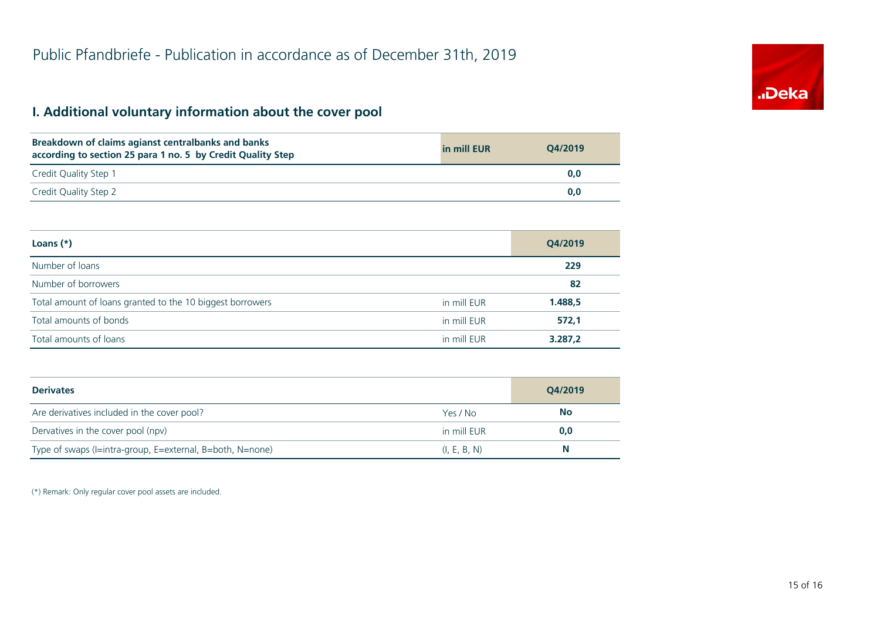# Public Pfandbriefe - Publication in accordance as of December 31th, 2019

## I. Additional voluntary information about the cover pool

| Breakdown of claims agianst centralbanks and banks according to section 25 para 1 no. 5 by Credit Quality Step | in mill EUR | Q4/2019 |
|---|---|---|
| Credit Quality Step 1 | | 0,0 |
| Credit Quality Step 2 | | 0,0 |

| Loans (*) | | Q4/2019 |
|---|---|---|
| Number of loans | | 229 |
| Number of borrowers | | 82 |
| Total amount of loans granted to the 10 biggest borrowers | in mill EUR | 1.488,5 |
| Total amounts of bonds | in mill EUR | 572,1 |
| Total amounts of loans | in mill EUR | 3.287,2 |

| Derivates | | Q4/2019 |
|---|---|---|
| Are derivatives included in the cover pool? | Yes / No | No |
| Dervatives in the cover pool (npv) | in mill EUR | 0,0 |
| Type of swaps (I=intra-group, E=external, B=both, N=none) | (I, E, B, N) | N |

(*) Remark: Only regular cover pool assets are included.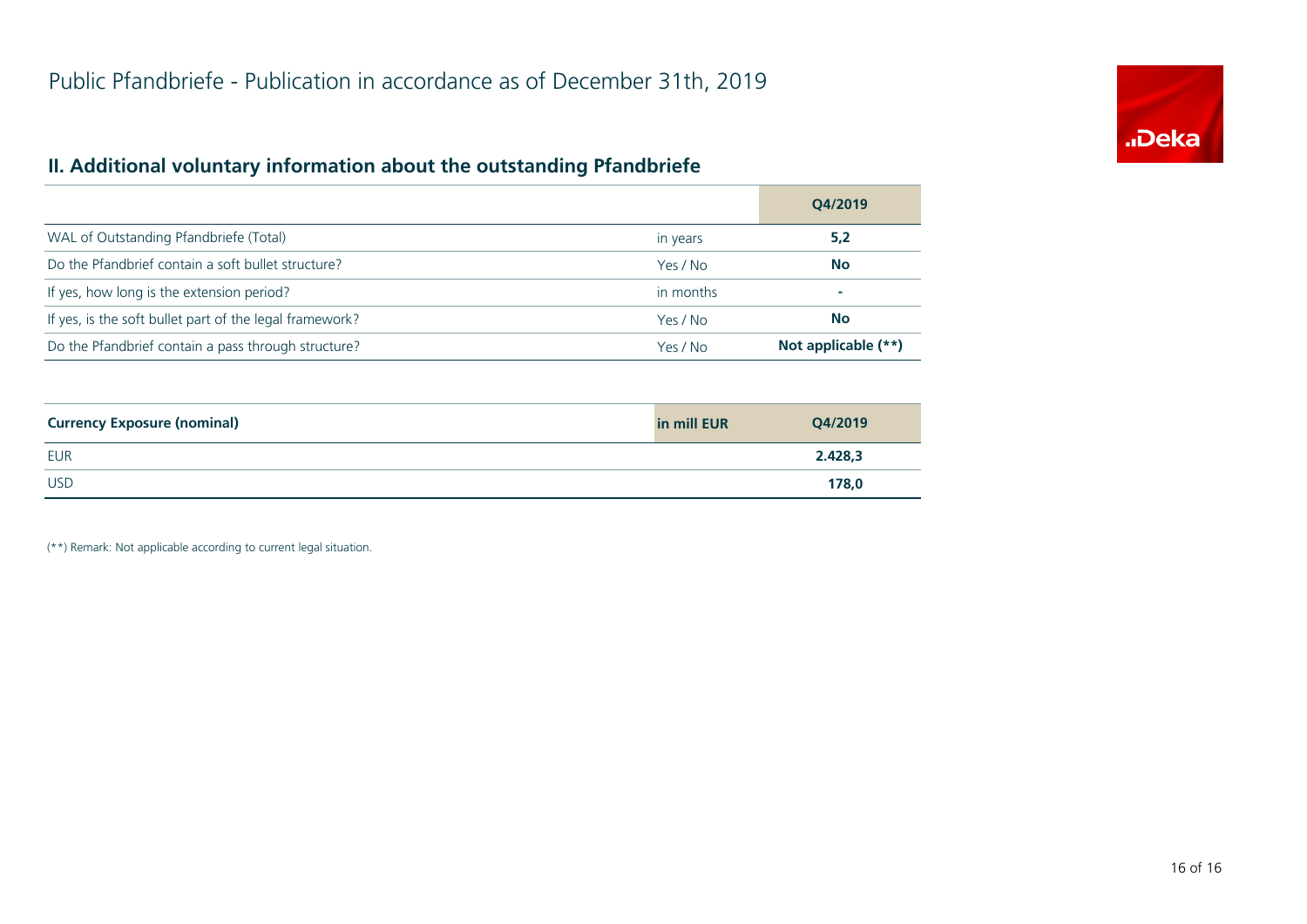# Public Pfandbriefe - Publication in accordance as of December 31th, 2019

## II. Additional voluntary information about the outstanding Pfandbriefe

| | | Q4/2019 |
|---|---|---|
| WAL of Outstanding Pfandbriefe (Total) | in years | **5,2** |
| Do the Pfandbrief contain a soft bullet structure? | Yes / No | **No** |
| If yes, how long is the extension period? | in months | **-** |
| If yes, is the soft bullet part of the legal framework? | Yes / No | **No** |
| Do the Pfandbrief contain a pass through structure? | Yes / No | **Not applicable (**)** |

| **Currency Exposure (nominal)** | **in mill EUR** | **Q4/2019** |
|---|---|---|
| EUR | | **2.428,3** |
| USD | | **178,0** |

(**) Remark: Not applicable according to current legal situation.